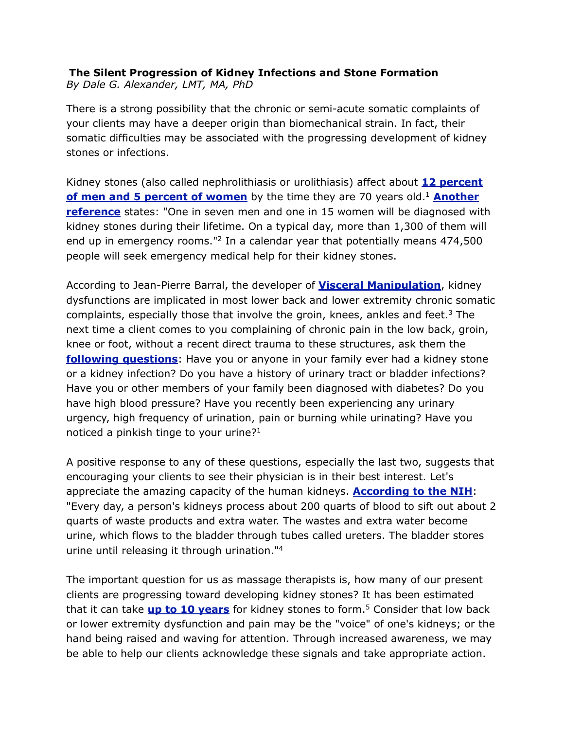**The Silent Progression of Kidney Infections and Stone Formation**
*By Dale G. Alexander, LMT, MA, PhD*

There is a strong possibility that the chronic or semi-acute somatic complaints of your clients may have a deeper origin than biomechanical strain. In fact, their somatic difficulties may be associated with the progressing development of kidney stones or infections.

Kidney stones (also called nephrolithiasis or urolithiasis) affect about **12 percent of men and 5 percent of women** by the time they are 70 years old.[1] **Another reference** states: "One in seven men and one in 15 women will be diagnosed with kidney stones during their lifetime. On a typical day, more than 1,300 of them will end up in emergency rooms."[2] In a calendar year that potentially means 474,500 people will seek emergency medical help for their kidney stones.

According to Jean-Pierre Barral, the developer of **Visceral Manipulation**, kidney dysfunctions are implicated in most lower back and lower extremity chronic somatic complaints, especially those that involve the groin, knees, ankles and feet.[3] The next time a client comes to you complaining of chronic pain in the low back, groin, knee or foot, without a recent direct trauma to these structures, ask them the **following questions**: Have you or anyone in your family ever had a kidney stone or a kidney infection? Do you have a history of urinary tract or bladder infections? Have you or other members of your family been diagnosed with diabetes? Do you have high blood pressure? Have you recently been experiencing any urinary urgency, high frequency of urination, pain or burning while urinating? Have you noticed a pinkish tinge to your urine?[1]

A positive response to any of these questions, especially the last two, suggests that encouraging your clients to see their physician is in their best interest. Let's appreciate the amazing capacity of the human kidneys. **According to the NIH**: "Every day, a person's kidneys process about 200 quarts of blood to sift out about 2 quarts of waste products and extra water. The wastes and extra water become urine, which flows to the bladder through tubes called ureters. The bladder stores urine until releasing it through urination."[4]

The important question for us as massage therapists is, how many of our present clients are progressing toward developing kidney stones? It has been estimated that it can take **up to 10 years** for kidney stones to form.[5] Consider that low back or lower extremity dysfunction and pain may be the "voice" of one's kidneys; or the hand being raised and waving for attention. Through increased awareness, we may be able to help our clients acknowledge these signals and take appropriate action.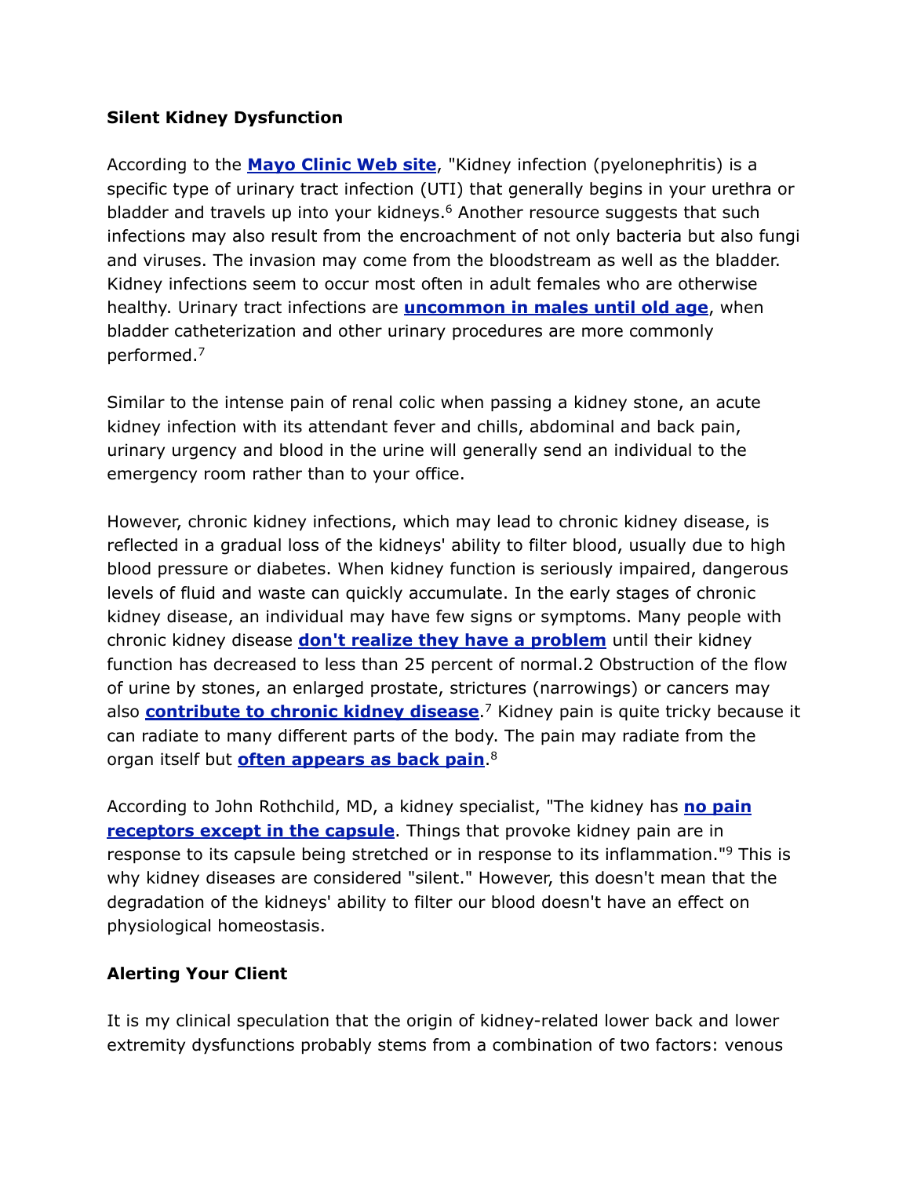**Silent Kidney Dysfunction**

According to the **Mayo Clinic Web site**, "Kidney infection (pyelonephritis) is a specific type of urinary tract infection (UTI) that generally begins in your urethra or bladder and travels up into your kidneys.[6] Another resource suggests that such infections may also result from the encroachment of not only bacteria but also fungi and viruses. The invasion may come from the bloodstream as well as the bladder. Kidney infections seem to occur most often in adult females who are otherwise healthy. Urinary tract infections are **uncommon in males until old age**, when bladder catheterization and other urinary procedures are more commonly performed.[7]

Similar to the intense pain of renal colic when passing a kidney stone, an acute kidney infection with its attendant fever and chills, abdominal and back pain, urinary urgency and blood in the urine will generally send an individual to the emergency room rather than to your office.

However, chronic kidney infections, which may lead to chronic kidney disease, is reflected in a gradual loss of the kidneys' ability to filter blood, usually due to high blood pressure or diabetes. When kidney function is seriously impaired, dangerous levels of fluid and waste can quickly accumulate. In the early stages of chronic kidney disease, an individual may have few signs or symptoms. Many people with chronic kidney disease **don't realize they have a problem** until their kidney function has decreased to less than 25 percent of normal.2 Obstruction of the flow of urine by stones, an enlarged prostate, strictures (narrowings) or cancers may also **contribute to chronic kidney disease**.[7] Kidney pain is quite tricky because it can radiate to many different parts of the body. The pain may radiate from the organ itself but **often appears as back pain**.[8]

According to John Rothchild, MD, a kidney specialist, "The kidney has **no pain receptors except in the capsule**. Things that provoke kidney pain are in response to its capsule being stretched or in response to its inflammation."[9] This is why kidney diseases are considered "silent." However, this doesn't mean that the degradation of the kidneys' ability to filter our blood doesn't have an effect on physiological homeostasis.

**Alerting Your Client**

It is my clinical speculation that the origin of kidney-related lower back and lower extremity dysfunctions probably stems from a combination of two factors: venous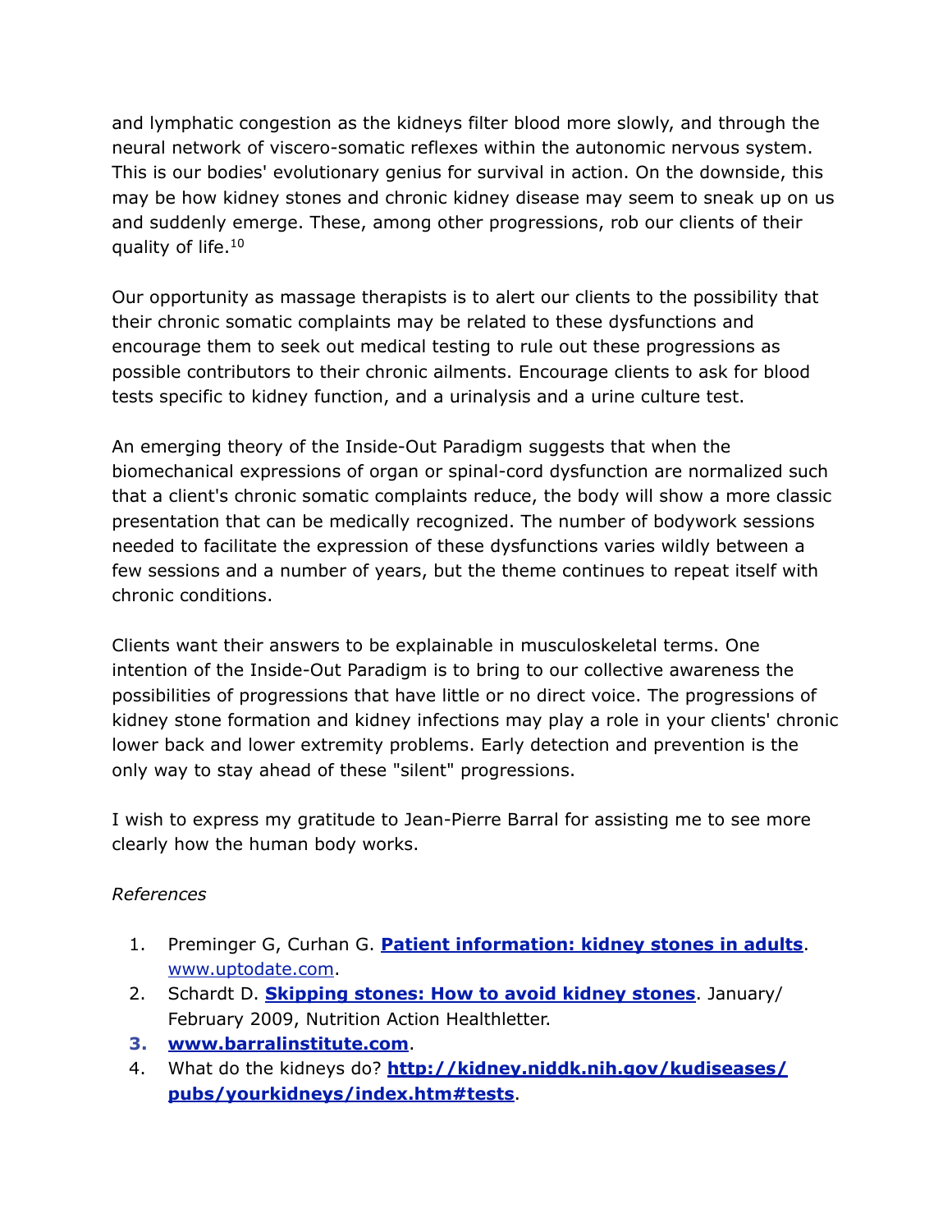and lymphatic congestion as the kidneys filter blood more slowly, and through the neural network of viscero-somatic reflexes within the autonomic nervous system. This is our bodies' evolutionary genius for survival in action. On the downside, this may be how kidney stones and chronic kidney disease may seem to sneak up on us and suddenly emerge. These, among other progressions, rob our clients of their quality of life.[10]

Our opportunity as massage therapists is to alert our clients to the possibility that their chronic somatic complaints may be related to these dysfunctions and encourage them to seek out medical testing to rule out these progressions as possible contributors to their chronic ailments. Encourage clients to ask for blood tests specific to kidney function, and a urinalysis and a urine culture test.

An emerging theory of the Inside-Out Paradigm suggests that when the biomechanical expressions of organ or spinal-cord dysfunction are normalized such that a client's chronic somatic complaints reduce, the body will show a more classic presentation that can be medically recognized. The number of bodywork sessions needed to facilitate the expression of these dysfunctions varies wildly between a few sessions and a number of years, but the theme continues to repeat itself with chronic conditions.

Clients want their answers to be explainable in musculoskeletal terms. One intention of the Inside-Out Paradigm is to bring to our collective awareness the possibilities of progressions that have little or no direct voice. The progressions of kidney stone formation and kidney infections may play a role in your clients' chronic lower back and lower extremity problems. Early detection and prevention is the only way to stay ahead of these "silent" progressions.

I wish to express my gratitude to Jean-Pierre Barral for assisting me to see more clearly how the human body works.

*References*

1. Preminger G, Curhan G. **Patient information: kidney stones in adults**. www.uptodate.com.
2. Schardt D. **Skipping stones: How to avoid kidney stones**. January/February 2009, Nutrition Action Healthletter.
3. **www.barralinstitute.com**.
4. What do the kidneys do? **http://kidney.niddk.nih.gov/kudiseases/pubs/yourkidneys/index.htm#tests**.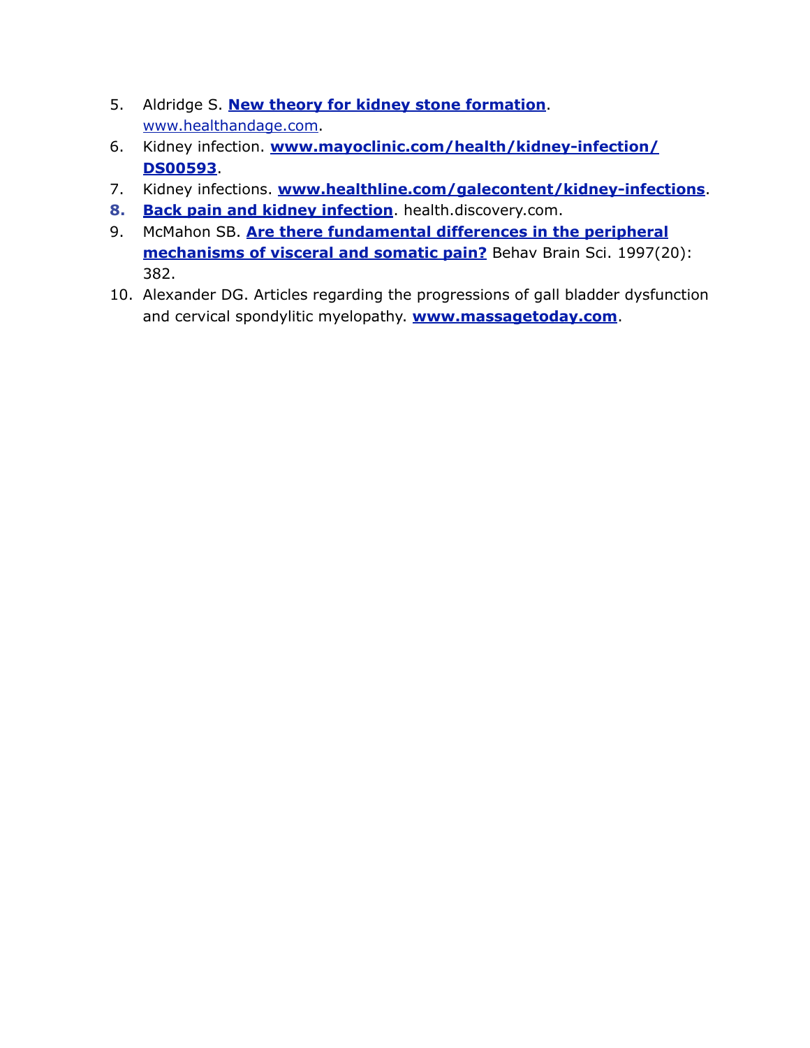5. Aldridge S. **New theory for kidney stone formation**. www.healthandage.com.
6. Kidney infection. **www.mayoclinic.com/health/kidney-infection/DS00593**.
7. Kidney infections. **www.healthline.com/galecontent/kidney-infections**.
8. **Back pain and kidney infection**. health.discovery.com.
9. McMahon SB. **Are there fundamental differences in the peripheral mechanisms of visceral and somatic pain?** Behav Brain Sci. 1997(20): 382.
10. Alexander DG. Articles regarding the progressions of gall bladder dysfunction and cervical spondylitic myelopathy. **www.massagetoday.com**.